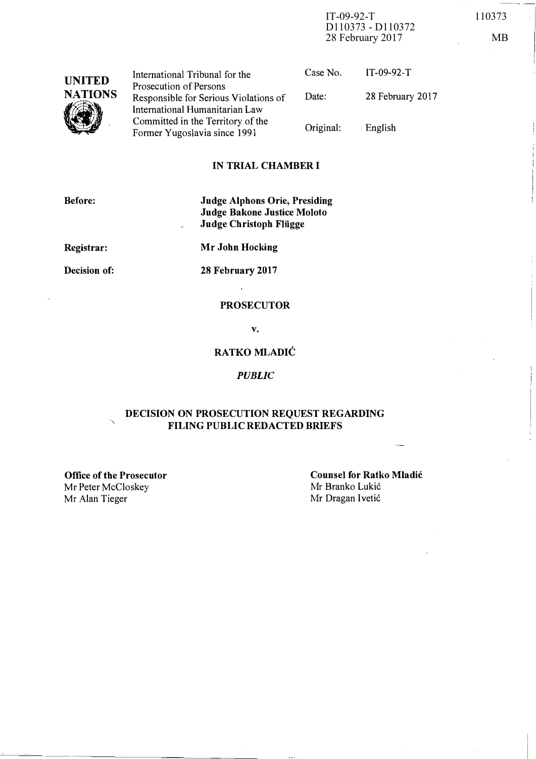IT-09-92-T
D110373 - D110372
28 February 2017

110373

MB

| UNITED NATIONS | International Tribunal for the Prosecution of Persons Responsible for Serious Violations of International Humanitarian Law Committed in the Territory of the Former Yugoslavia since 1991 | Case No. | IT-09-92-T |
|---|---|---|---|
| | | Date: | 28 February 2017 |
| | | Original: | English |

**IN TRIAL CHAMBER I**

**Before:** **Judge Alphons Orie, Presiding**
**Judge Bakone Justice Moloto**
**Judge Christoph Flügge**

**Registrar:** **Mr John Hocking**

**Decision of:** **28 February 2017**

**PROSECUTOR**

**v.**

**RATKO MLADIĆ**

***PUBLIC***

**DECISION ON PROSECUTION REQUEST REGARDING FILING PUBLIC REDACTED BRIEFS**

**Office of the Prosecutor**
Mr Peter McCloskey
Mr Alan Tieger

**Counsel for Ratko Mladić**
Mr Branko Lukić
Mr Dragan Ivetić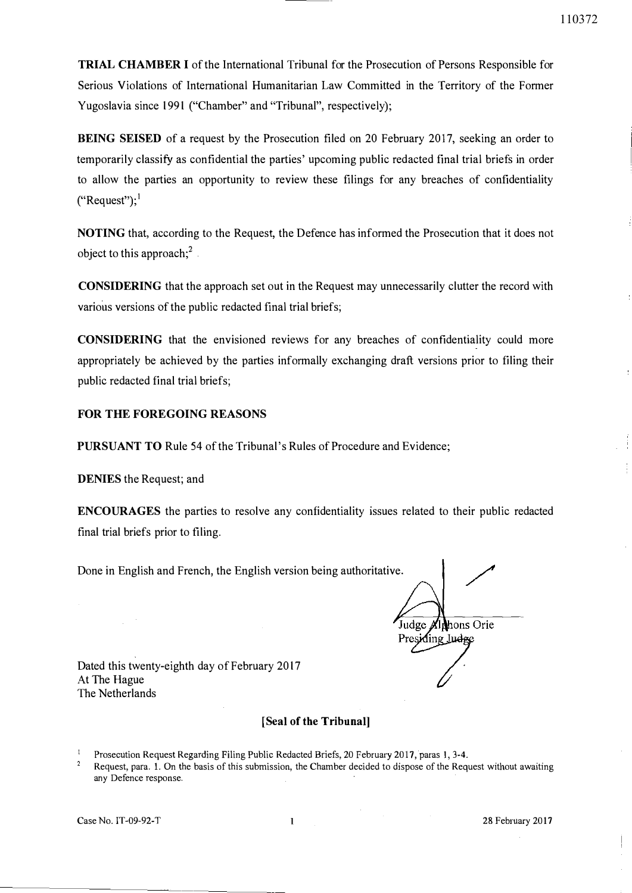**TRIAL CHAMBER I** of the International Tribunal for the Prosecution of Persons Responsible for Serious Violations of International Humanitarian Law Committed in the Territory of the Former Yugoslavia since 1991 ("Chamber" and "Tribunal", respectively);

**BEING SEISED** of a request by the Prosecution filed on 20 February 2017, seeking an order to temporarily classify as confidential the parties' upcoming public redacted final trial briefs in order to allow the parties an opportunity to review these filings for any breaches of confidentiality ("Request");[1]

**NOTING** that, according to the Request, the Defence has informed the Prosecution that it does not object to this approach;[2]

**CONSIDERING** that the approach set out in the Request may unnecessarily clutter the record with various versions of the public redacted final trial briefs;

**CONSIDERING** that the envisioned reviews for any breaches of confidentiality could more appropriately be achieved by the parties informally exchanging draft versions prior to filing their public redacted final trial briefs;

**FOR THE FOREGOING REASONS**

**PURSUANT TO** Rule 54 of the Tribunal's Rules of Procedure and Evidence;

**DENIES** the Request; and

**ENCOURAGES** the parties to resolve any confidentiality issues related to their public redacted final trial briefs prior to filing.

Done in English and French, the English version being authoritative.

Judge Alphons Orie
Presiding Judge

Dated this twenty-eighth day of February 2017
At The Hague
The Netherlands

**[Seal of the Tribunal]**

[1] Prosecution Request Regarding Filing Public Redacted Briefs, 20 February 2017, paras 1, 3-4.

[2] Request, para. 1. On the basis of this submission, the Chamber decided to dispose of the Request without awaiting any Defence response.